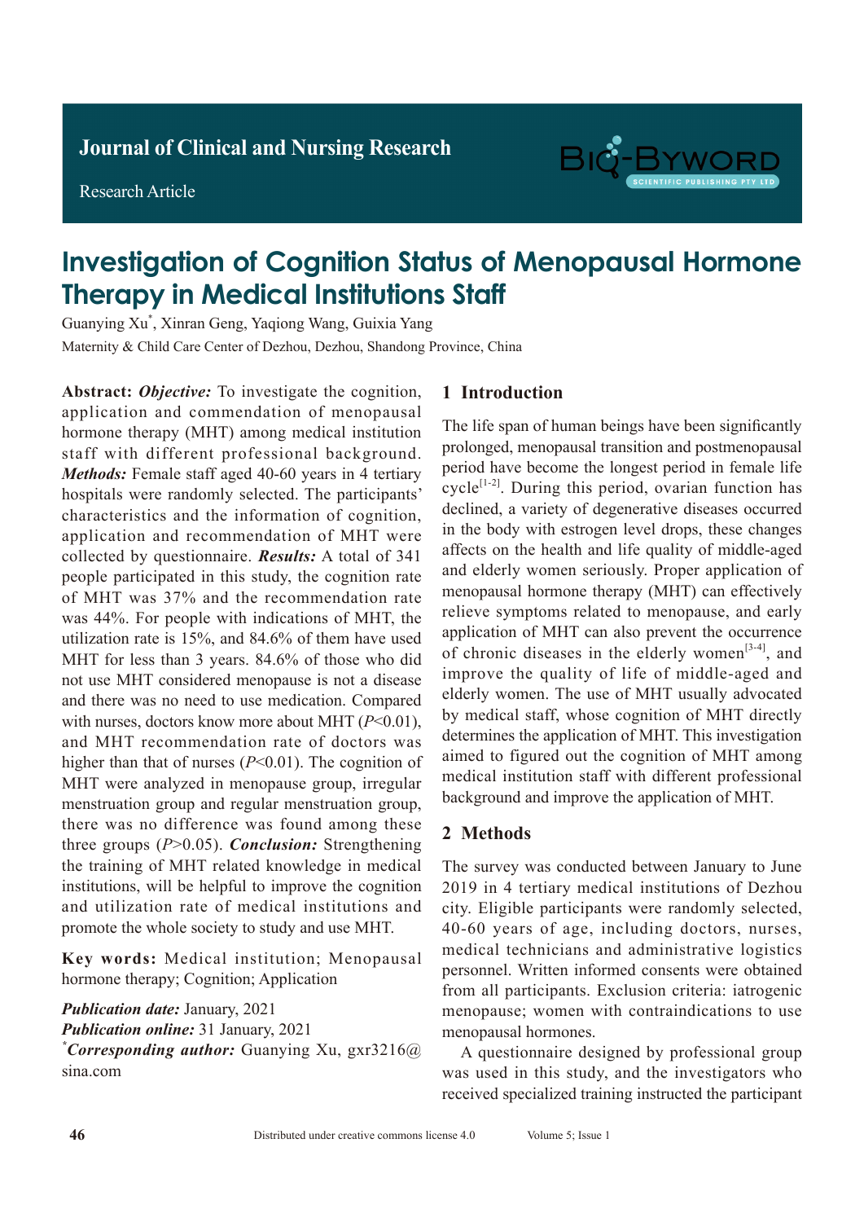Journal of Clinical and Nursing Research

Research Article

# Investigation of Cognition Status of Menopausal Hormone Therapy in Medical Institutions Staff

Guanying Xu*, Xinran Geng, Yaqiong Wang, Guixia Yang

Maternity & Child Care Center of Dezhou, Dezhou, Shandong Province, China

**Abstract:** ***Objective:*** To investigate the cognition, application and commendation of menopausal hormone therapy (MHT) among medical institution staff with different professional background. ***Methods:*** Female staff aged 40-60 years in 4 tertiary hospitals were randomly selected. The participants' characteristics and the information of cognition, application and recommendation of MHT were collected by questionnaire. ***Results:*** A total of 341 people participated in this study, the cognition rate of MHT was 37% and the recommendation rate was 44%. For people with indications of MHT, the utilization rate is 15%, and 84.6% of them have used MHT for less than 3 years. 84.6% of those who did not use MHT considered menopause is not a disease and there was no need to use medication. Compared with nurses, doctors know more about MHT ($P<0.01$), and MHT recommendation rate of doctors was higher than that of nurses ($P<0.01$). The cognition of MHT were analyzed in menopause group, irregular menstruation group and regular menstruation group, there was no difference was found among these three groups ($P>0.05$). ***Conclusion:*** Strengthening the training of MHT related knowledge in medical institutions, will be helpful to improve the cognition and utilization rate of medical institutions and promote the whole society to study and use MHT.

**Key words:** Medical institution; Menopausal hormone therapy; Cognition; Application

***Publication date:*** January, 2021

***Publication online:*** 31 January, 2021

****Corresponding author:*** Guanying Xu, gxr3216@sina.com

## 1 Introduction

The life span of human beings have been significantly prolonged, menopausal transition and postmenopausal period have become the longest period in female life cycle[1-2]. During this period, ovarian function has declined, a variety of degenerative diseases occurred in the body with estrogen level drops, these changes affects on the health and life quality of middle-aged and elderly women seriously. Proper application of menopausal hormone therapy (MHT) can effectively relieve symptoms related to menopause, and early application of MHT can also prevent the occurrence of chronic diseases in the elderly women[3-4], and improve the quality of life of middle-aged and elderly women. The use of MHT usually advocated by medical staff, whose cognition of MHT directly determines the application of MHT. This investigation aimed to figured out the cognition of MHT among medical institution staff with different professional background and improve the application of MHT.

## 2 Methods

The survey was conducted between January to June 2019 in 4 tertiary medical institutions of Dezhou city. Eligible participants were randomly selected, 40-60 years of age, including doctors, nurses, medical technicians and administrative logistics personnel. Written informed consents were obtained from all participants. Exclusion criteria: iatrogenic menopause; women with contraindications to use menopausal hormones.

A questionnaire designed by professional group was used in this study, and the investigators who received specialized training instructed the participant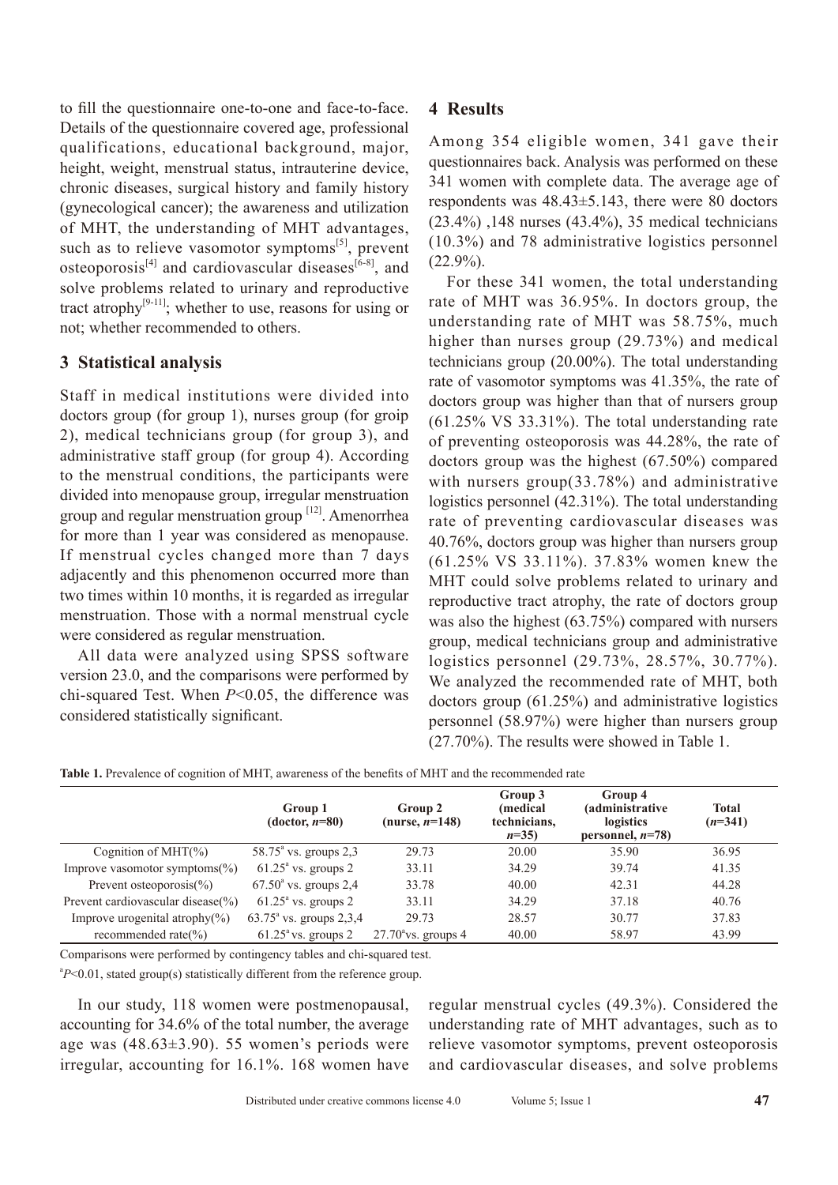to fill the questionnaire one-to-one and face-to-face. Details of the questionnaire covered age, professional qualifications, educational background, major, height, weight, menstrual status, intrauterine device, chronic diseases, surgical history and family history (gynecological cancer); the awareness and utilization of MHT, the understanding of MHT advantages, such as to relieve vasomotor symptoms[5], prevent osteoporosis[4] and cardiovascular diseases[6-8], and solve problems related to urinary and reproductive tract atrophy[9-11]; whether to use, reasons for using or not; whether recommended to others.

## 3 Statistical analysis

Staff in medical institutions were divided into doctors group (for group 1), nurses group (for groip 2), medical technicians group (for group 3), and administrative staff group (for group 4). According to the menstrual conditions, the participants were divided into menopause group, irregular menstruation group and regular menstruation group [12]. Amenorrhea for more than 1 year was considered as menopause. If menstrual cycles changed more than 7 days adjacently and this phenomenon occurred more than two times within 10 months, it is regarded as irregular menstruation. Those with a normal menstrual cycle were considered as regular menstruation.

All data were analyzed using SPSS software version 23.0, and the comparisons were performed by chi-squared Test. When $P$<0.05, the difference was considered statistically significant.

## 4 Results

Among 354 eligible women, 341 gave their questionnaires back. Analysis was performed on these 341 women with complete data. The average age of respondents was 48.43±5.143, there were 80 doctors (23.4%) ,148 nurses (43.4%), 35 medical technicians (10.3%) and 78 administrative logistics personnel (22.9%).

For these 341 women, the total understanding rate of MHT was 36.95%. In doctors group, the understanding rate of MHT was 58.75%, much higher than nurses group (29.73%) and medical technicians group (20.00%). The total understanding rate of vasomotor symptoms was 41.35%, the rate of doctors group was higher than that of nurses group (61.25% VS 33.31%). The total understanding rate of preventing osteoporosis was 44.28%, the rate of doctors group was the highest (67.50%) compared with nursers group(33.78%) and administrative logistics personnel (42.31%). The total understanding rate of preventing cardiovascular diseases was 40.76%, doctors group was higher than nursers group (61.25% VS 33.11%). 37.83% women knew the MHT could solve problems related to urinary and reproductive tract atrophy, the rate of doctors group was also the highest (63.75%) compared with nursers group, medical technicians group and administrative logistics personnel (29.73%, 28.57%, 30.77%). We analyzed the recommended rate of MHT, both doctors group (61.25%) and administrative logistics personnel (58.97%) were higher than nursers group (27.70%). The results were showed in Table 1.

**Table 1.** Prevalence of cognition of MHT, awareness of the benefits of MHT and the recommended rate

| | Group 1 (doctor, $n$=80) | Group 2 (nurse, $n$=148) | Group 3 (medical technicians, $n$=35) | Group 4 (administrative logistics personnel, $n$=78) | Total ($n$=341) |
|---|---|---|---|---|---|
| Cognition of MHT(%) | 58.75[a] vs. groups 2,3 | 29.73 | 20.00 | 35.90 | 36.95 |
| Improve vasomotor symptoms(%) | 61.25[a] vs. groups 2 | 33.11 | 34.29 | 39.74 | 41.35 |
| Prevent osteoporosis(%) | 67.50[a] vs. groups 2,4 | 33.78 | 40.00 | 42.31 | 44.28 |
| Prevent cardiovascular disease(%) | 61.25[a] vs. groups 2 | 33.11 | 34.29 | 37.18 | 40.76 |
| Improve urogenital atrophy(%) | 63.75[a] vs. groups 2,3,4 | 29.73 | 28.57 | 30.77 | 37.83 |
| recommended rate(%) | 61.25[a] vs. groups 2 | 27.70[a] vs. groups 4 | 40.00 | 58.97 | 43.99 |

Comparisons were performed by contingency tables and chi-squared test.

[a]$P$<0.01, stated group(s) statistically different from the reference group.

In our study, 118 women were postmenopausal, accounting for 34.6% of the total number, the average age was (48.63±3.90). 55 women's periods were irregular, accounting for 16.1%. 168 women have regular menstrual cycles (49.3%). Considered the understanding rate of MHT advantages, such as to relieve vasomotor symptoms, prevent osteoporosis and cardiovascular diseases, and solve problems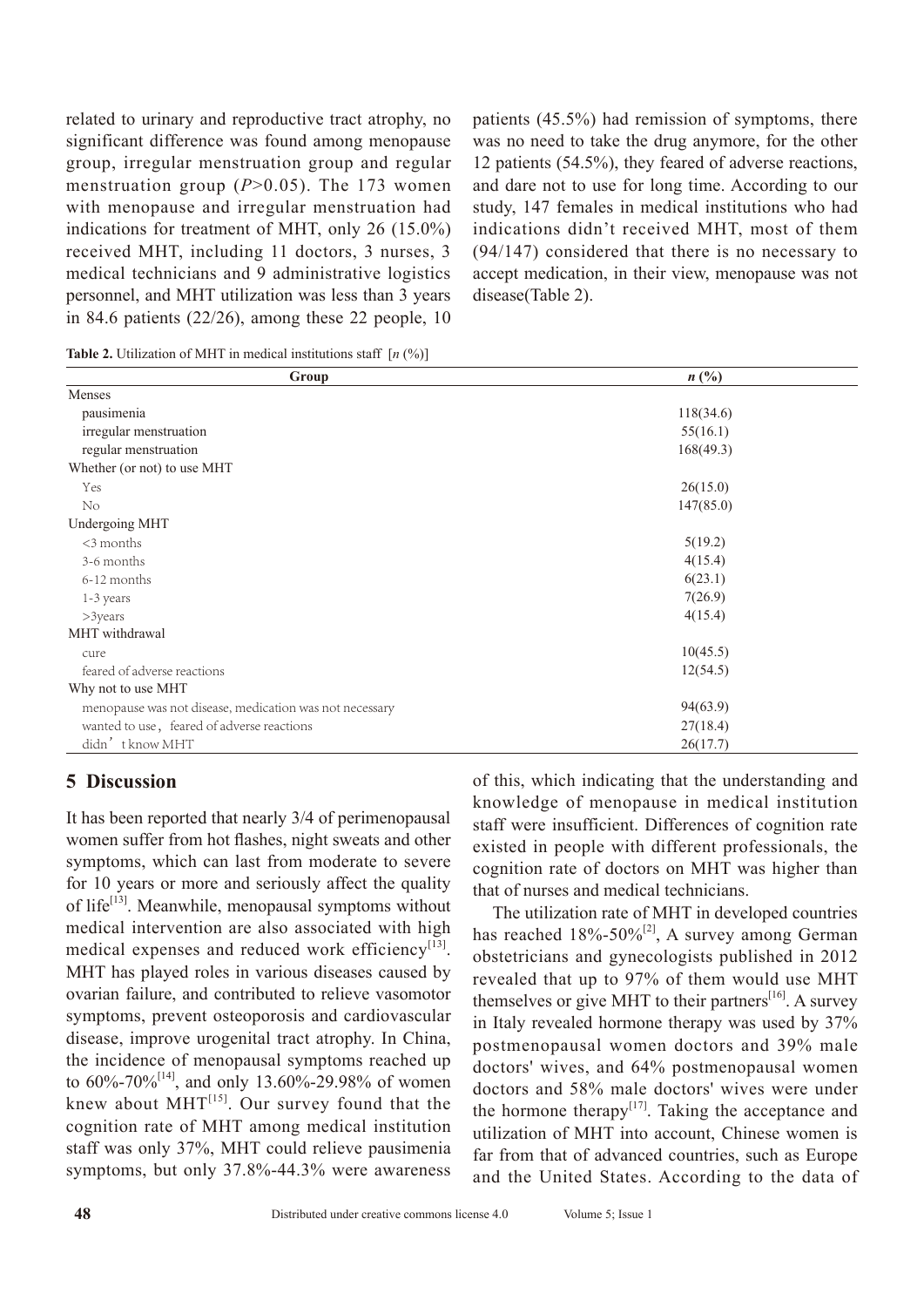related to urinary and reproductive tract atrophy, no significant difference was found among menopause group, irregular menstruation group and regular menstruation group ($P>0.05$). The 173 women with menopause and irregular menstruation had indications for treatment of MHT, only 26 (15.0%) received MHT, including 11 doctors, 3 nurses, 3 medical technicians and 9 administrative logistics personnel, and MHT utilization was less than 3 years in 84.6 patients (22/26), among these 22 people, 10 patients (45.5%) had remission of symptoms, there was no need to take the drug anymore, for the other 12 patients (54.5%), they feared of adverse reactions, and dare not to use for long time. According to our study, 147 females in medical institutions who had indications didn't received MHT, most of them (94/147) considered that there is no necessary to accept medication, in their view, menopause was not disease(Table 2).

**Table 2.** Utilization of MHT in medical institutions staff [*n* (%)]

| Group | *n* (%) |
|---|---|
| Menses | |
| pausimenia | 118(34.6) |
| irregular menstruation | 55(16.1) |
| regular menstruation | 168(49.3) |
| Whether (or not) to use MHT | |
| Yes | 26(15.0) |
| No | 147(85.0) |
| Undergoing MHT | |
| <3 months | 5(19.2) |
| 3-6 months | 4(15.4) |
| 6-12 months | 6(23.1) |
| 1-3 years | 7(26.9) |
| >3years | 4(15.4) |
| MHT withdrawal | |
| cure | 10(45.5) |
| feared of adverse reactions | 12(54.5) |
| Why not to use MHT | |
| menopause was not disease, medication was not necessary | 94(63.9) |
| wanted to use，feared of adverse reactions | 27(18.4) |
| didn’t know MHT | 26(17.7) |

## 5 Discussion

It has been reported that nearly 3/4 of perimenopausal women suffer from hot flashes, night sweats and other symptoms, which can last from moderate to severe for 10 years or more and seriously affect the quality of life[13]. Meanwhile, menopausal symptoms without medical intervention are also associated with high medical expenses and reduced work efficiency[13]. MHT has played roles in various diseases caused by ovarian failure, and contributed to relieve vasomotor symptoms, prevent osteoporosis and cardiovascular disease, improve urogenital tract atrophy. In China, the incidence of menopausal symptoms reached up to 60%-70%[14], and only 13.60%-29.98% of women knew about MHT[15]. Our survey found that the cognition rate of MHT among medical institution staff was only 37%, MHT could relieve pausimenia symptoms, but only 37.8%-44.3% were awareness of this, which indicating that the understanding and knowledge of menopause in medical institution staff were insufficient. Differences of cognition rate existed in people with different professionals, the cognition rate of doctors on MHT was higher than that of nurses and medical technicians.

The utilization rate of MHT in developed countries has reached 18%-50%[2], A survey among German obstetricians and gynecologists published in 2012 revealed that up to 97% of them would use MHT themselves or give MHT to their partners[16]. A survey in Italy revealed hormone therapy was used by 37% postmenopausal women doctors and 39% male doctors' wives, and 64% postmenopausal women doctors and 58% male doctors' wives were under the hormone therapy[17]. Taking the acceptance and utilization of MHT into account, Chinese women is far from that of advanced countries, such as Europe and the United States. According to the data of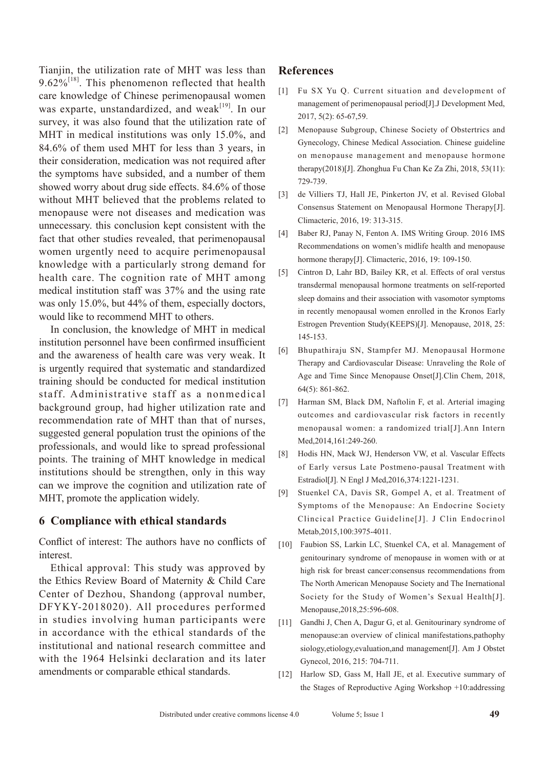Tianjin, the utilization rate of MHT was less than 9.62%[18]. This phenomenon reflected that health care knowledge of Chinese perimenopausal women was exparte, unstandardized, and weak[19]. In our survey, it was also found that the utilization rate of MHT in medical institutions was only 15.0%, and 84.6% of them used MHT for less than 3 years, in their consideration, medication was not required after the symptoms have subsided, and a number of them showed worry about drug side effects. 84.6% of those without MHT believed that the problems related to menopause were not diseases and medication was unnecessary. this conclusion kept consistent with the fact that other studies revealed, that perimenopausal women urgently need to acquire perimenopausal knowledge with a particularly strong demand for health care. The cognition rate of MHT among medical institution staff was 37% and the using rate was only 15.0%, but 44% of them, especially doctors, would like to recommend MHT to others.

In conclusion, the knowledge of MHT in medical institution personnel have been confirmed insufficient and the awareness of health care was very weak. It is urgently required that systematic and standardized training should be conducted for medical institution staff. Administrative staff as a nonmedical background group, had higher utilization rate and recommendation rate of MHT than that of nurses, suggested general population trust the opinions of the professionals, and would like to spread professional points. The training of MHT knowledge in medical institutions should be strengthen, only in this way can we improve the cognition and utilization rate of MHT, promote the application widely.

## 6 Compliance with ethical standards

Conflict of interest: The authors have no conflicts of interest.

Ethical approval: This study was approved by the Ethics Review Board of Maternity & Child Care Center of Dezhou, Shandong (approval number, DFYKY-2018020). All procedures performed in studies involving human participants were in accordance with the ethical standards of the institutional and national research committee and with the 1964 Helsinki declaration and its later amendments or comparable ethical standards.

## References

[1] Fu SX Yu Q. Current situation and development of management of perimenopausal period[J].J Development Med, 2017, 5(2): 65-67,59.

[2] Menopause Subgroup, Chinese Society of Obstertrics and Gynecology, Chinese Medical Association. Chinese guideline on menopause management and menopause hormone therapy(2018)[J]. Zhonghua Fu Chan Ke Za Zhi, 2018, 53(11): 729-739.

[3] de Villiers TJ, Hall JE, Pinkerton JV, et al. Revised Global Consensus Statement on Menopausal Hormone Therapy[J]. Climacteric, 2016, 19: 313-315.

[4] Baber RJ, Panay N, Fenton A. IMS Writing Group. 2016 IMS Recommendations on women's midlife health and menopause hormone therapy[J]. Climacteric, 2016, 19: 109-150.

[5] Cintron D, Lahr BD, Bailey KR, et al. Effects of oral verstus transdermal menopausal hormone treatments on self-reported sleep domains and their association with vasomotor symptoms in recently menopausal women enrolled in the Kronos Early Estrogen Prevention Study(KEEPS)[J]. Menopause, 2018, 25: 145-153.

[6] Bhupathiraju SN, Stampfer MJ. Menopausal Hormone Therapy and Cardiovascular Disease: Unraveling the Role of Age and Time Since Menopause Onset[J].Clin Chem, 2018, 64(5): 861-862.

[7] Harman SM, Black DM, Naftolin F, et al. Arterial imaging outcomes and cardiovascular risk factors in recently menopausal women: a randomized trial[J].Ann Intern Med,2014,161:249-260.

[8] Hodis HN, Mack WJ, Henderson VW, et al. Vascular Effects of Early versus Late Postmeno-pausal Treatment with Estradiol[J]. N Engl J Med,2016,374:1221-1231.

[9] Stuenkel CA, Davis SR, Gompel A, et al. Treatment of Symptoms of the Menopause: An Endocrine Society Clincical Practice Guideline[J]. J Clin Endocrinol Metab,2015,100:3975-4011.

[10] Faubion SS, Larkin LC, Stuenkel CA, et al. Management of genitourinary syndrome of menopause in women with or at high risk for breast cancer:consensus recommendations from The North American Menopause Society and The Inernational Society for the Study of Women's Sexual Health[J]. Menopause,2018,25:596-608.

[11] Gandhi J, Chen A, Dagur G, et al. Genitourinary syndrome of menopause:an overview of clinical manifestations,pathophy siology,etiology,evaluation,and management[J]. Am J Obstet Gynecol, 2016, 215: 704-711.

[12] Harlow SD, Gass M, Hall JE, et al. Executive summary of the Stages of Reproductive Aging Workshop +10:addressing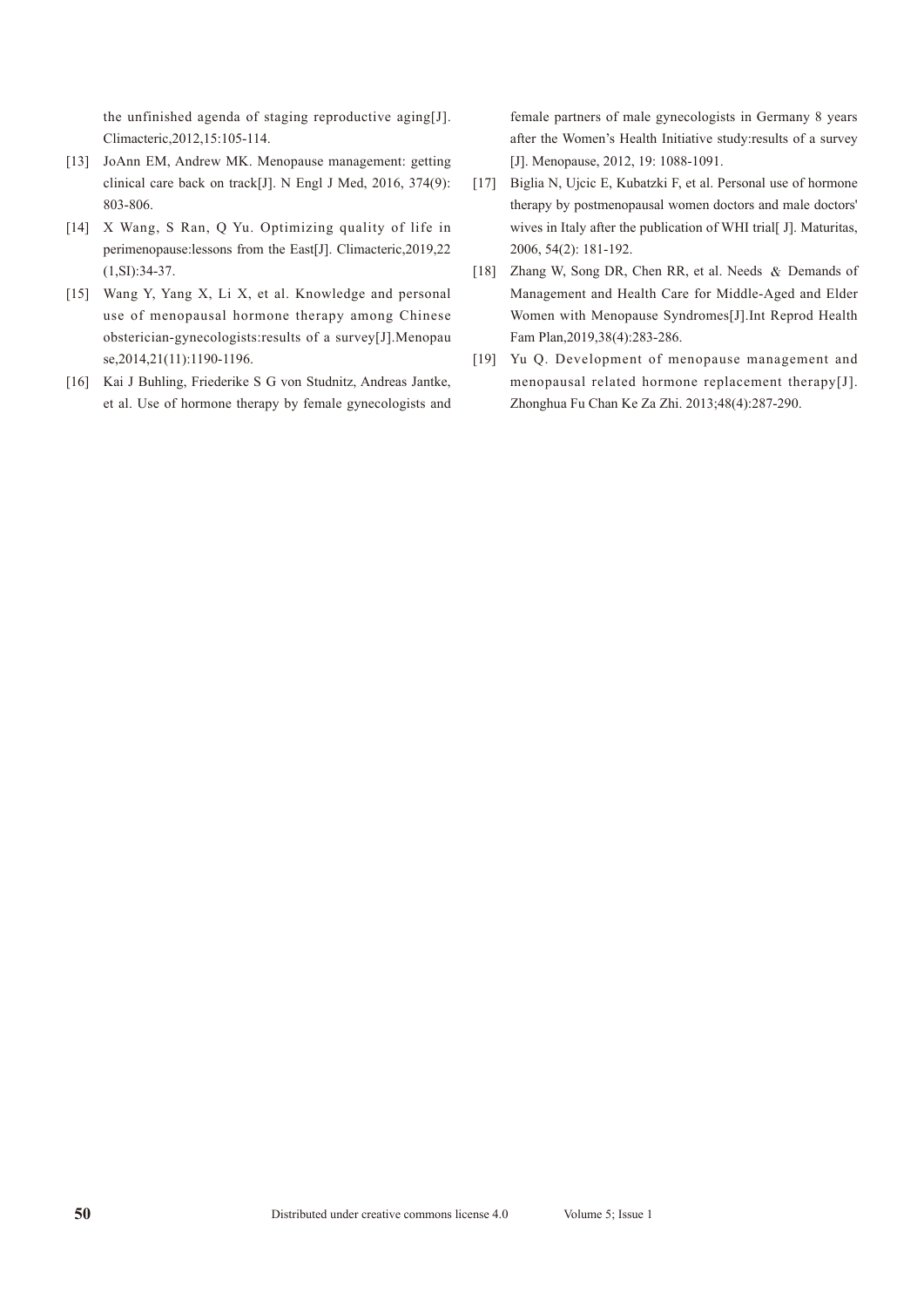the unfinished agenda of staging reproductive aging[J]. Climacteric,2012,15:105-114.

[13] JoAnn EM, Andrew MK. Menopause management: getting clinical care back on track[J]. N Engl J Med, 2016, 374(9): 803-806.

[14] X Wang, S Ran, Q Yu. Optimizing quality of life in perimenopause:lessons from the East[J]. Climacteric,2019,22 (1,SI):34-37.

[15] Wang Y, Yang X, Li X, et al. Knowledge and personal use of menopausal hormone therapy among Chinese obsterician-gynecologists:results of a survey[J].Menopause,2014,21(11):1190-1196.

[16] Kai J Buhling, Friederike S G von Studnitz, Andreas Jantke, et al. Use of hormone therapy by female gynecologists and female partners of male gynecologists in Germany 8 years after the Women's Health Initiative study:results of a survey [J]. Menopause, 2012, 19: 1088-1091.

[17] Biglia N, Ujcic E, Kubatzki F, et al. Personal use of hormone therapy by postmenopausal women doctors and male doctors' wives in Italy after the publication of WHI trial[ J]. Maturitas, 2006, 54(2): 181-192.

[18] Zhang W, Song DR, Chen RR, et al. Needs & Demands of Management and Health Care for Middle-Aged and Elder Women with Menopause Syndromes[J].Int Reprod Health Fam Plan,2019,38(4):283-286.

[19] Yu Q. Development of menopause management and menopausal related hormone replacement therapy[J]. Zhonghua Fu Chan Ke Za Zhi. 2013;48(4):287-290.